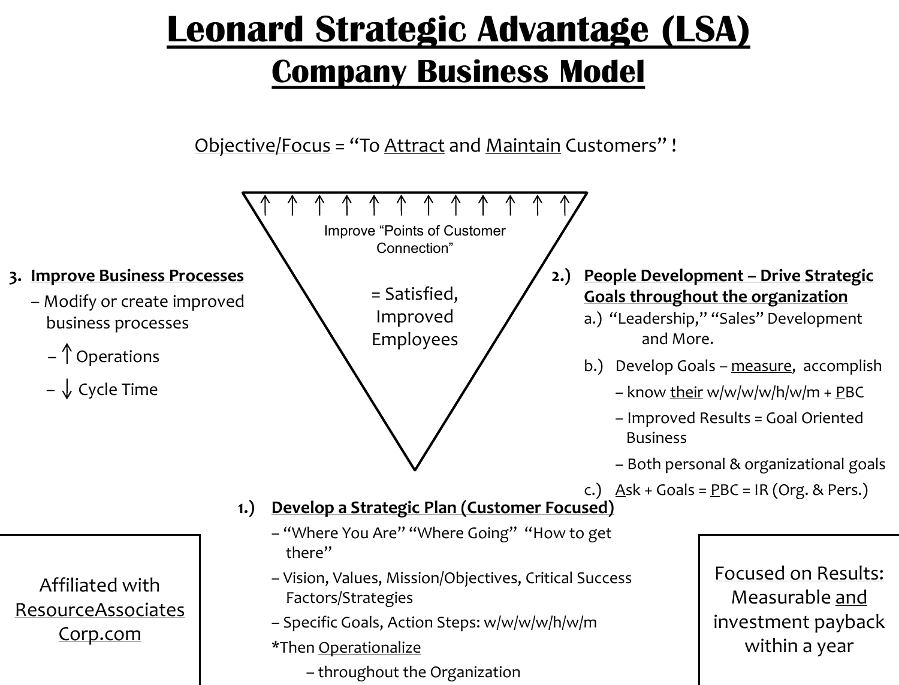# Leonard Strategic Advantage (LSA)

## Company Business Model

Objective/Focus = "To Attract and Maintain Customers" !

↑ ↑ ↑ ↑ ↑ ↑ ↑ ↑ ↑ ↑ ↑ ↑

Improve "Points of Customer Connection"

= Satisfied, Improved Employees

**3. Improve Business Processes**

– Modify or create improved business processes

– ↑ Operations

– ↓ Cycle Time

**2.) People Development – Drive Strategic Goals throughout the organization**

a.) "Leadership," "Sales" Development and More.

b.) Develop Goals – measure, accomplish

– know their w/w/w/w/h/w/m + PBC

– Improved Results = Goal Oriented Business

– Both personal & organizational goals

c.) Ask + Goals = PBC = IR (Org. & Pers.)

**1.) Develop a Strategic Plan (Customer Focused)**

– "Where You Are" "Where Going" "How to get there"

– Vision, Values, Mission/Objectives, Critical Success Factors/Strategies

– Specific Goals, Action Steps: w/w/w/w/h/w/m

*Then Operationalize

– throughout the Organization

Affiliated with ResourceAssociatesCorp.com

Focused on Results: Measurable and investment payback within a year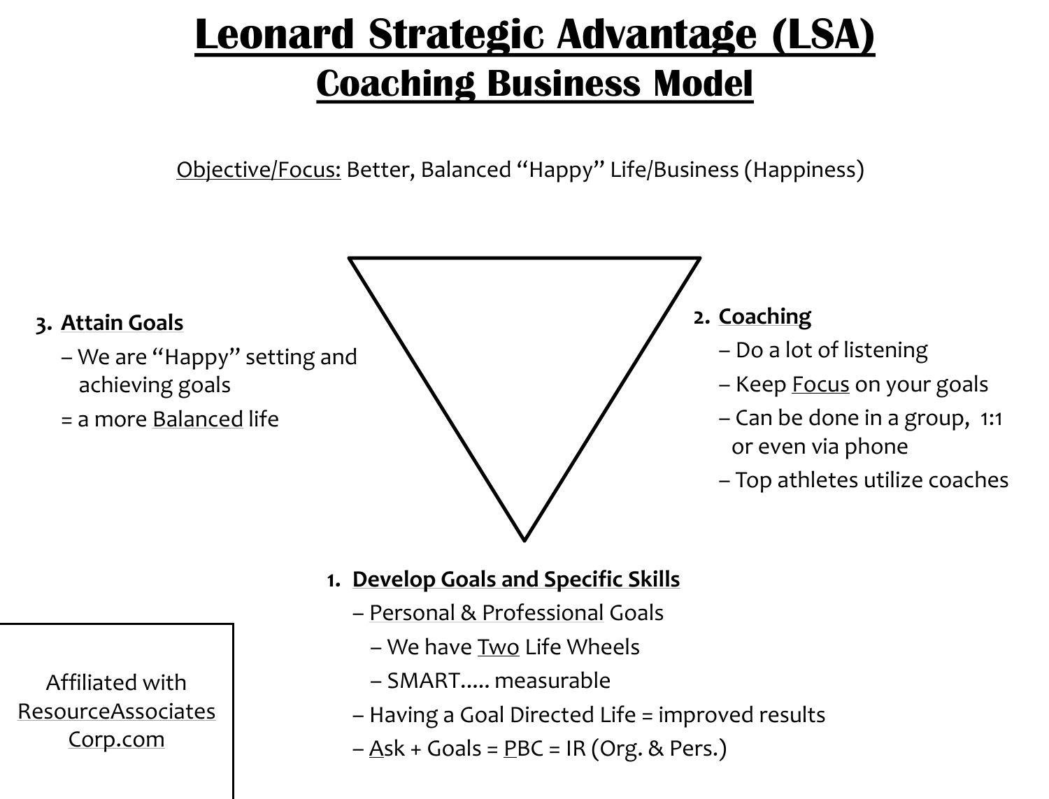# Leonard Strategic Advantage (LSA)
## Coaching Business Model

Objective/Focus: Better, Balanced "Happy" Life/Business (Happiness)

**1. Develop Goals and Specific Skills**

- Personal & Professional Goals
  - We have Two Life Wheels
  - SMART..... measurable
- Having a Goal Directed Life = improved results
- Ask + Goals = PBC = IR (Org. & Pers.)

**2. Coaching**

- Do a lot of listening
- Keep Focus on your goals
- Can be done in a group, 1:1 or even via phone
- Top athletes utilize coaches

**3. Attain Goals**

- We are "Happy" setting and achieving goals

= a more Balanced life

Affiliated with ResourceAssociatesCorp.com